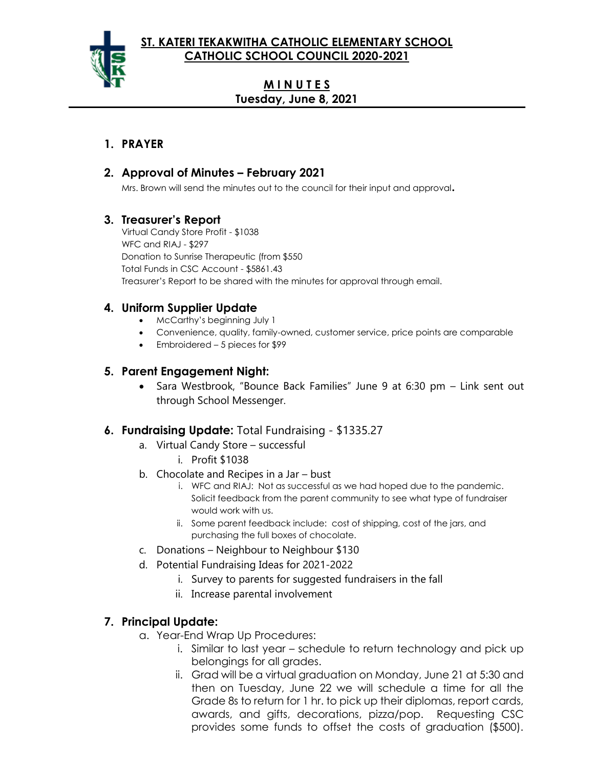# ST. KATERI TEKAKWITHA CATHOLIC ELEMENTARY SCHOOL
# CATHOLIC SCHOOL COUNCIL 2020-2021

## M I N U T E S
## Tuesday, June 8, 2021

### 1. PRAYER

### 2. Approval of Minutes – February 2021

Mrs. Brown will send the minutes out to the council for their input and approval**.**

### 3. Treasurer's Report

Virtual Candy Store Profit - $1038
WFC and RIAJ - $297
Donation to Sunrise Therapeutic (from $550
Total Funds in CSC Account - $5861.43
Treasurer's Report to be shared with the minutes for approval through email.

### 4. Uniform Supplier Update

- McCarthy's beginning July 1
- Convenience, quality, family-owned, customer service, price points are comparable
- Embroidered – 5 pieces for $99

### 5. Parent Engagement Night:

- Sara Westbrook, "Bounce Back Families" June 9 at 6:30 pm – Link sent out through School Messenger.

### 6. Fundraising Update: Total Fundraising - $1335.27

a. Virtual Candy Store – successful
   i. Profit $1038
b. Chocolate and Recipes in a Jar – bust
   i. WFC and RIAJ: Not as successful as we had hoped due to the pandemic. Solicit feedback from the parent community to see what type of fundraiser would work with us.
   ii. Some parent feedback include: cost of shipping, cost of the jars, and purchasing the full boxes of chocolate.
c. Donations – Neighbour to Neighbour $130
d. Potential Fundraising Ideas for 2021-2022
   i. Survey to parents for suggested fundraisers in the fall
   ii. Increase parental involvement

### 7. Principal Update:

a. Year-End Wrap Up Procedures:
   i. Similar to last year – schedule to return technology and pick up belongings for all grades.
   ii. Grad will be a virtual graduation on Monday, June 21 at 5:30 and then on Tuesday, June 22 we will schedule a time for all the Grade 8s to return for 1 hr. to pick up their diplomas, report cards, awards, and gifts, decorations, pizza/pop. Requesting CSC provides some funds to offset the costs of graduation ($500).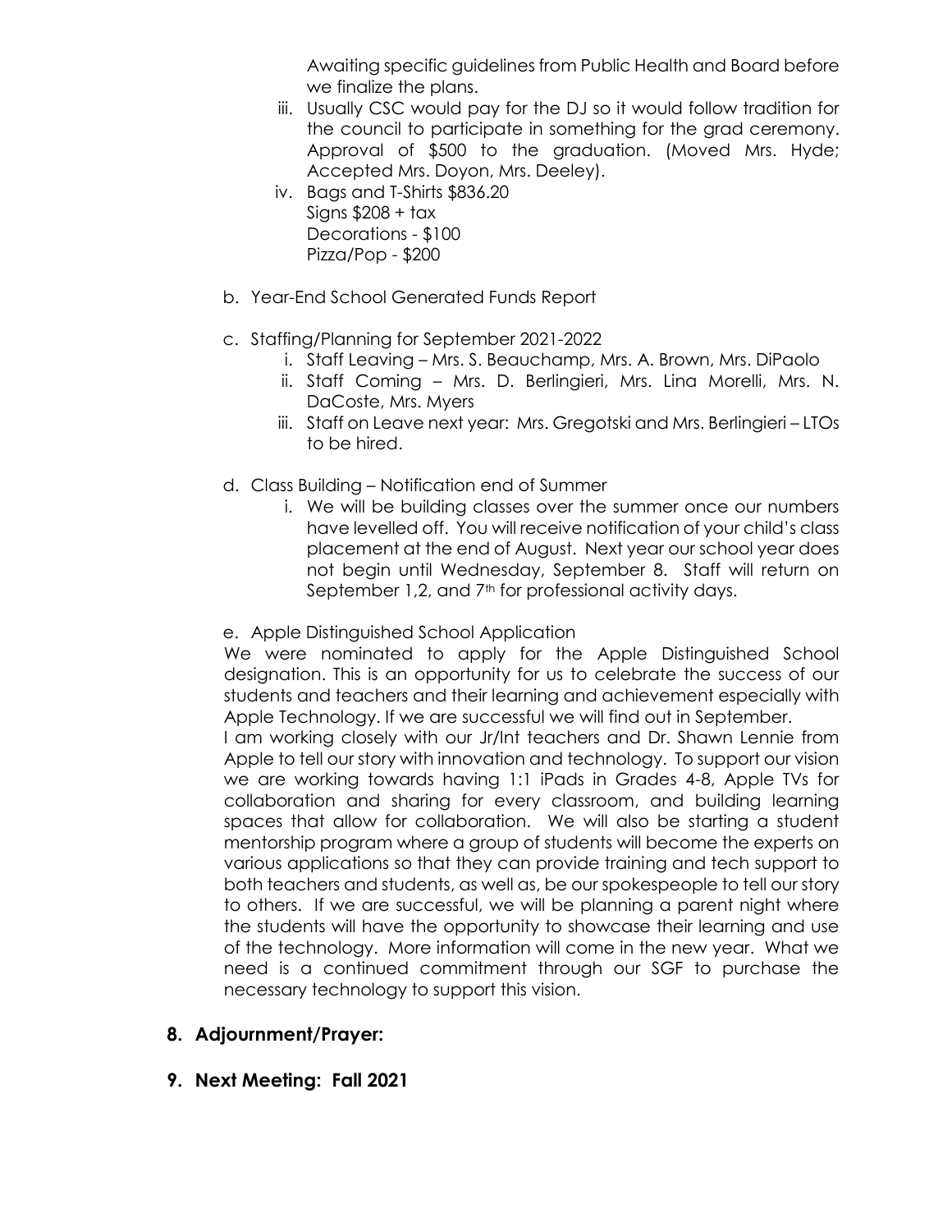Awaiting specific guidelines from Public Health and Board before we finalize the plans.

iii. Usually CSC would pay for the DJ so it would follow tradition for the council to participate in something for the grad ceremony. Approval of $500 to the graduation. (Moved Mrs. Hyde; Accepted Mrs. Doyon, Mrs. Deeley).

iv. Bags and T-Shirts $836.20
Signs $208 + tax
Decorations - $100
Pizza/Pop - $200

b. Year-End School Generated Funds Report

c. Staffing/Planning for September 2021-2022

i. Staff Leaving – Mrs. S. Beauchamp, Mrs. A. Brown, Mrs. DiPaolo
ii. Staff Coming – Mrs. D. Berlingieri, Mrs. Lina Morelli, Mrs. N. DaCoste, Mrs. Myers
iii. Staff on Leave next year: Mrs. Gregotski and Mrs. Berlingieri – LTOs to be hired.

d. Class Building – Notification end of Summer

i. We will be building classes over the summer once our numbers have levelled off. You will receive notification of your child's class placement at the end of August. Next year our school year does not begin until Wednesday, September 8. Staff will return on September 1,2, and 7th for professional activity days.

e. Apple Distinguished School Application

We were nominated to apply for the Apple Distinguished School designation. This is an opportunity for us to celebrate the success of our students and teachers and their learning and achievement especially with Apple Technology. If we are successful we will find out in September.

I am working closely with our Jr/Int teachers and Dr. Shawn Lennie from Apple to tell our story with innovation and technology. To support our vision we are working towards having 1:1 iPads in Grades 4-8, Apple TVs for collaboration and sharing for every classroom, and building learning spaces that allow for collaboration. We will also be starting a student mentorship program where a group of students will become the experts on various applications so that they can provide training and tech support to both teachers and students, as well as, be our spokespeople to tell our story to others. If we are successful, we will be planning a parent night where the students will have the opportunity to showcase their learning and use of the technology. More information will come in the new year. What we need is a continued commitment through our SGF to purchase the necessary technology to support this vision.

## 8. Adjournment/Prayer:

## 9. Next Meeting: Fall 2021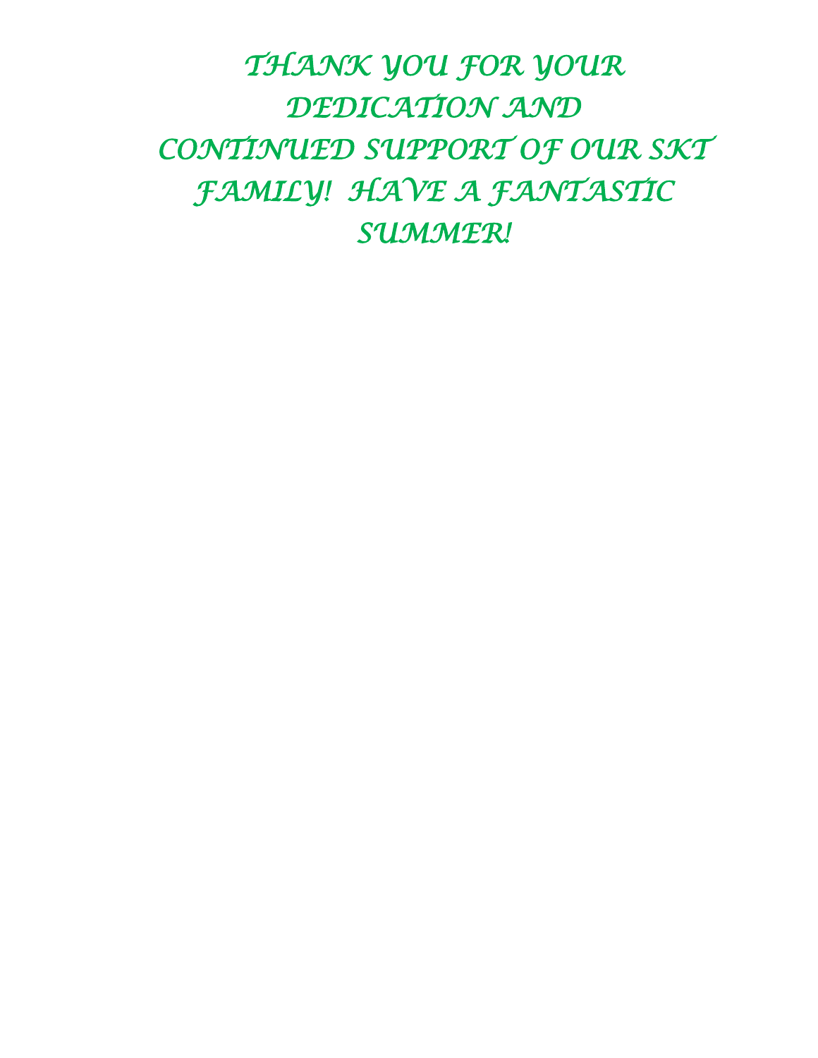*THANK YOU FOR YOUR DEDICATION AND CONTINUED SUPPORT OF OUR SKT FAMILY! HAVE A FANTASTIC SUMMER!*